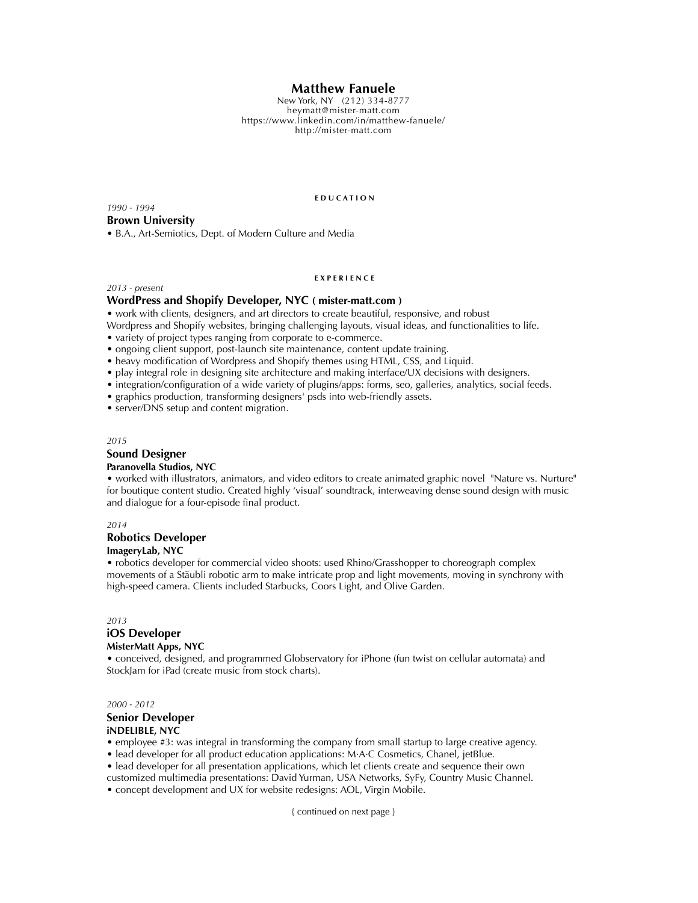# Matthew Fanuele

New York, NY   (212) 334-8777
heymatt@mister-matt.com
https://www.linkedin.com/in/matthew-fanuele/
http://mister-matt.com

## EDUCATION

*1990 - 1994*

### Brown University

• B.A., Art-Semiotics, Dept. of Modern Culture and Media

## EXPERIENCE

*2013 - present*

### WordPress and Shopify Developer, NYC ( mister-matt.com )

• work with clients, designers, and art directors to create beautiful, responsive, and robust Wordpress and Shopify websites, bringing challenging layouts, visual ideas, and functionalities to life.
• variety of project types ranging from corporate to e-commerce.
• ongoing client support, post-launch site maintenance, content update training.
• heavy modification of Wordpress and Shopify themes using HTML, CSS, and Liquid.
• play integral role in designing site architecture and making interface/UX decisions with designers.
• integration/configuration of a wide variety of plugins/apps: forms, seo, galleries, analytics, social feeds.
• graphics production, transforming designers' psds into web-friendly assets.
• server/DNS setup and content migration.

*2015*

### Sound Designer

**Paranovella Studios, NYC**

• worked with illustrators, animators, and video editors to create animated graphic novel "Nature vs. Nurture" for boutique content studio. Created highly 'visual' soundtrack, interweaving dense sound design with music and dialogue for a four-episode final product.

*2014*

### Robotics Developer

**ImageryLab, NYC**

• robotics developer for commercial video shoots: used Rhino/Grasshopper to choreograph complex movements of a Stäubli robotic arm to make intricate prop and light movements, moving in synchrony with high-speed camera. Clients included Starbucks, Coors Light, and Olive Garden.

*2013*

### iOS Developer

**MisterMatt Apps, NYC**

• conceived, designed, and programmed Globservatory for iPhone (fun twist on cellular automata) and StockJam for iPad (create music from stock charts).

*2000 - 2012*

### Senior Developer

**iNDELIBLE, NYC**

• employee #3: was integral in transforming the company from small startup to large creative agency.
• lead developer for all product education applications: M·A·C Cosmetics, Chanel, jetBlue.
• lead developer for all presentation applications, which let clients create and sequence their own customized multimedia presentations: David Yurman, USA Networks, SyFy, Country Music Channel.
• concept development and UX for website redesigns: AOL, Virgin Mobile.

{ continued on next page }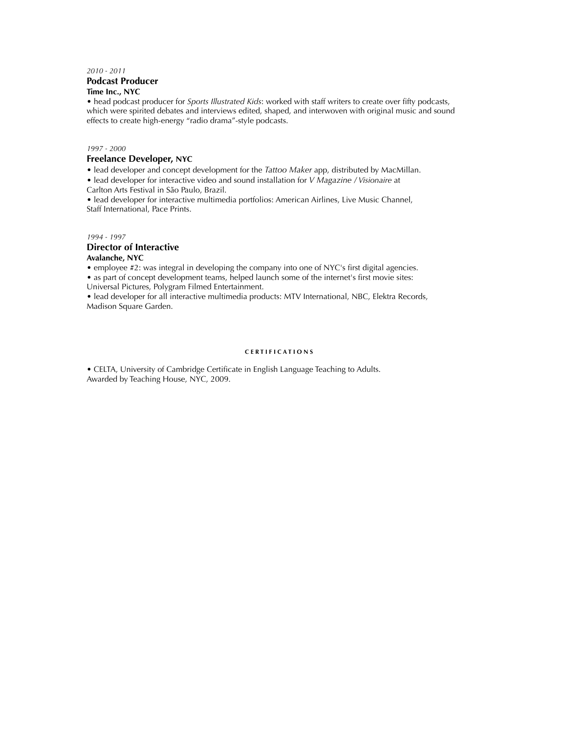*2010 - 2011*

### Podcast Producer

**Time Inc., NYC**

• head podcast producer for *Sports Illustrated Kids*: worked with staff writers to create over fifty podcasts, which were spirited debates and interviews edited, shaped, and interwoven with original music and sound effects to create high-energy “radio drama”-style podcasts.

*1997 - 2000*

### Freelance Developer, NYC

• lead developer and concept development for the *Tattoo Maker* app, distributed by MacMillan.
• lead developer for interactive video and sound installation for *V Magazine / Visionaire* at Carlton Arts Festival in São Paulo, Brazil.
• lead developer for interactive multimedia portfolios: American Airlines, Live Music Channel, Staff International, Pace Prints.

*1994 - 1997*

### Director of Interactive

**Avalanche, NYC**

• employee #2: was integral in developing the company into one of NYC's first digital agencies.
• as part of concept development teams, helped launch some of the internet's first movie sites: Universal Pictures, Polygram Filmed Entertainment.
• lead developer for all interactive multimedia products: MTV International, NBC, Elektra Records, Madison Square Garden.

## CERTIFICATIONS

• CELTA, University of Cambridge Certificate in English Language Teaching to Adults. Awarded by Teaching House, NYC, 2009.